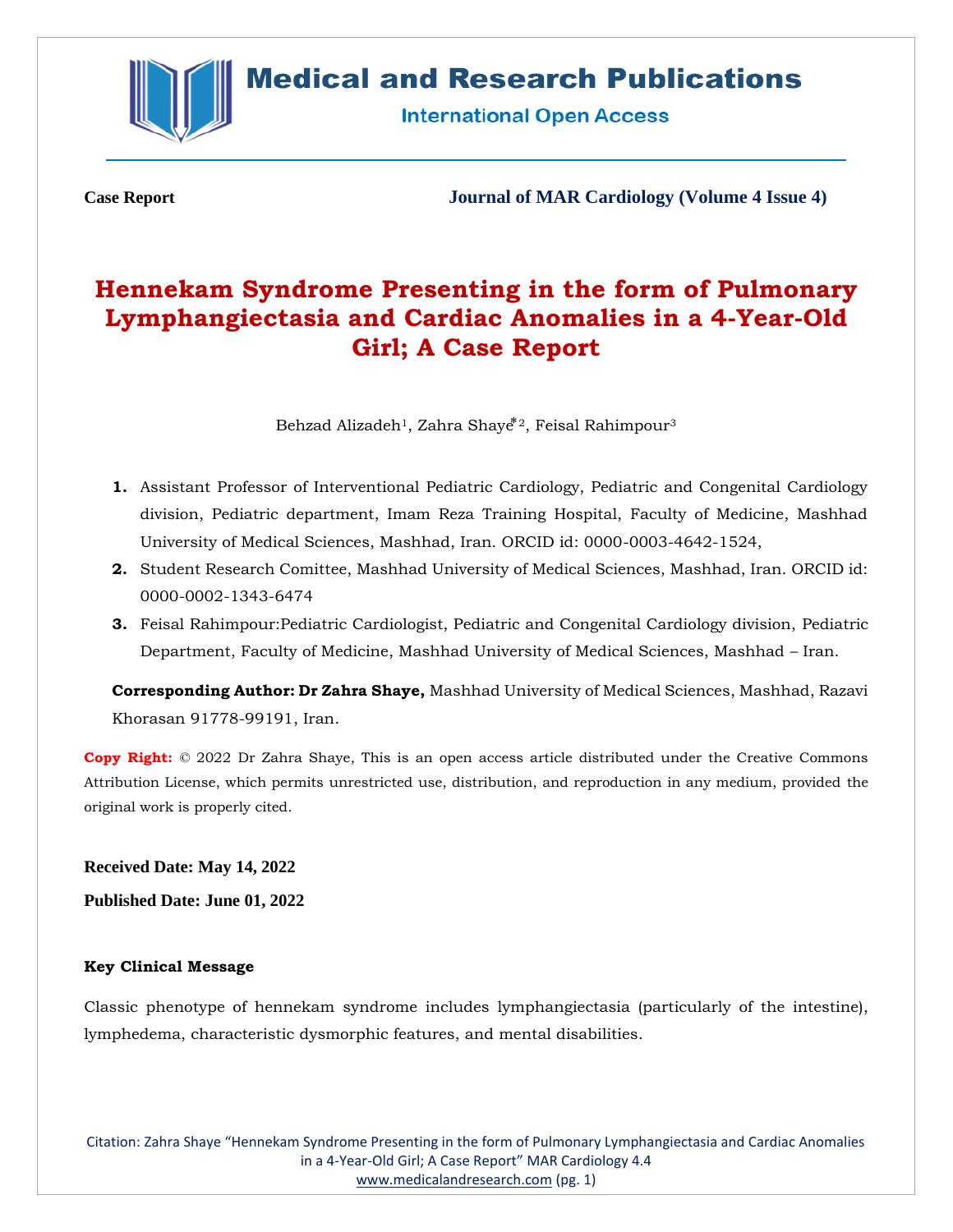**Case Report**

**Journal of MAR Cardiology (Volume 4 Issue 4)**

# Hennekam Syndrome Presenting in the form of Pulmonary Lymphangiectasia and Cardiac Anomalies in a 4-Year-Old Girl; A Case Report

Behzad Alizadeh[1], Zahra Shaye*[2], Feisal Rahimpour[3]

1. Assistant Professor of Interventional Pediatric Cardiology, Pediatric and Congenital Cardiology division, Pediatric department, Imam Reza Training Hospital, Faculty of Medicine, Mashhad University of Medical Sciences, Mashhad, Iran. ORCID id: 0000-0003-4642-1524,
2. Student Research Comittee, Mashhad University of Medical Sciences, Mashhad, Iran. ORCID id: 0000-0002-1343-6474
3. Feisal Rahimpour:Pediatric Cardiologist, Pediatric and Congenital Cardiology division, Pediatric Department, Faculty of Medicine, Mashhad University of Medical Sciences, Mashhad – Iran.

**Corresponding Author: Dr Zahra Shaye,** Mashhad University of Medical Sciences, Mashhad, Razavi Khorasan 91778-99191, Iran.

**Copy Right:** © 2022 Dr Zahra Shaye, This is an open access article distributed under the Creative Commons Attribution License, which permits unrestricted use, distribution, and reproduction in any medium, provided the original work is properly cited.

**Received Date: May 14, 2022**

**Published Date: June 01, 2022**

### Key Clinical Message

Classic phenotype of hennekam syndrome includes lymphangiectasia (particularly of the intestine), lymphedema, characteristic dysmorphic features, and mental disabilities.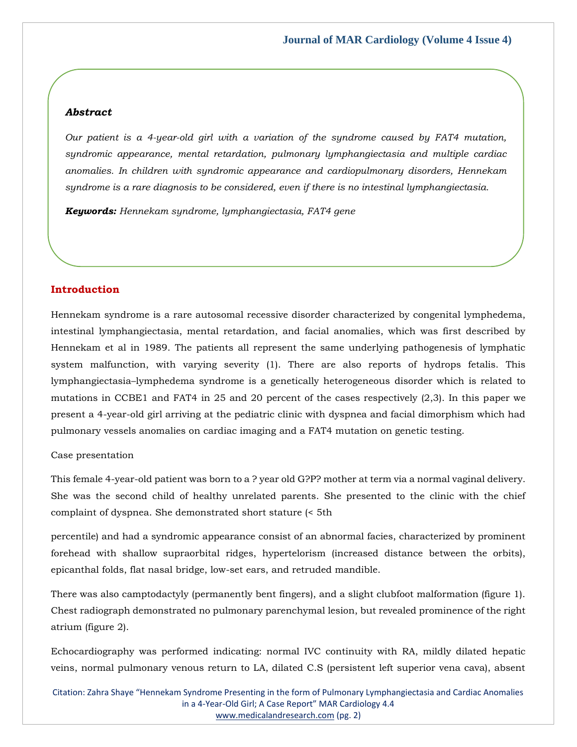### *Abstract*

*Our patient is a 4-year-old girl with a variation of the syndrome caused by FAT4 mutation, syndromic appearance, mental retardation, pulmonary lymphangiectasia and multiple cardiac anomalies. In children with syndromic appearance and cardiopulmonary disorders, Hennekam syndrome is a rare diagnosis to be considered, even if there is no intestinal lymphangiectasia.*

***Keywords:*** *Hennekam syndrome, lymphangiectasia, FAT4 gene*

## Introduction

Hennekam syndrome is a rare autosomal recessive disorder characterized by congenital lymphedema, intestinal lymphangiectasia, mental retardation, and facial anomalies, which was first described by Hennekam et al in 1989. The patients all represent the same underlying pathogenesis of lymphatic system malfunction, with varying severity (1). There are also reports of hydrops fetalis. This lymphangiectasia–lymphedema syndrome is a genetically heterogeneous disorder which is related to mutations in CCBE1 and FAT4 in 25 and 20 percent of the cases respectively (2,3). In this paper we present a 4-year-old girl arriving at the pediatric clinic with dyspnea and facial dimorphism which had pulmonary vessels anomalies on cardiac imaging and a FAT4 mutation on genetic testing.

Case presentation

This female 4-year-old patient was born to a ? year old G?P? mother at term via a normal vaginal delivery. She was the second child of healthy unrelated parents. She presented to the clinic with the chief complaint of dyspnea. She demonstrated short stature (< 5th percentile) and had a syndromic appearance consist of an abnormal facies, characterized by prominent forehead with shallow supraorbital ridges, hypertelorism (increased distance between the orbits), epicanthal folds, flat nasal bridge, low-set ears, and retruded mandible.

There was also camptodactyly (permanently bent fingers), and a slight clubfoot malformation (figure 1). Chest radiograph demonstrated no pulmonary parenchymal lesion, but revealed prominence of the right atrium (figure 2).

Echocardiography was performed indicating: normal IVC continuity with RA, mildly dilated hepatic veins, normal pulmonary venous return to LA, dilated C.S (persistent left superior vena cava), absent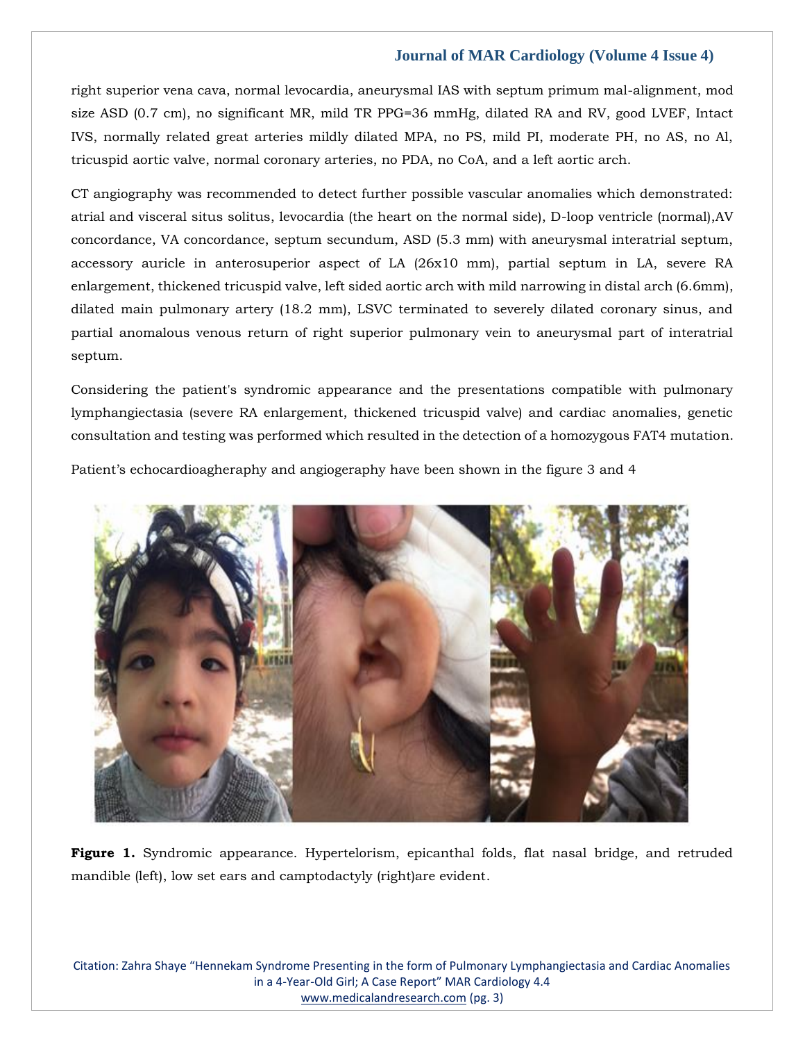right superior vena cava, normal levocardia, aneurysmal IAS with septum primum mal-alignment, mod size ASD (0.7 cm), no significant MR, mild TR PPG=36 mmHg, dilated RA and RV, good LVEF, Intact IVS, normally related great arteries mildly dilated MPA, no PS, mild PI, moderate PH, no AS, no Al, tricuspid aortic valve, normal coronary arteries, no PDA, no CoA, and a left aortic arch.

CT angiography was recommended to detect further possible vascular anomalies which demonstrated: atrial and visceral situs solitus, levocardia (the heart on the normal side), D-loop ventricle (normal),AV concordance, VA concordance, septum secundum, ASD (5.3 mm) with aneurysmal interatrial septum, accessory auricle in anterosuperior aspect of LA (26x10 mm), partial septum in LA, severe RA enlargement, thickened tricuspid valve, left sided aortic arch with mild narrowing in distal arch (6.6mm), dilated main pulmonary artery (18.2 mm), LSVC terminated to severely dilated coronary sinus, and partial anomalous venous return of right superior pulmonary vein to aneurysmal part of interatrial septum.

Considering the patient's syndromic appearance and the presentations compatible with pulmonary lymphangiectasia (severe RA enlargement, thickened tricuspid valve) and cardiac anomalies, genetic consultation and testing was performed which resulted in the detection of a homozygous FAT4 mutation.

Patient's echocardioagheraphy and angiogeraphy have been shown in the figure 3 and 4

**Figure 1.** Syndromic appearance. Hypertelorism, epicanthal folds, flat nasal bridge, and retruded mandible (left), low set ears and camptodactyly (right)are evident.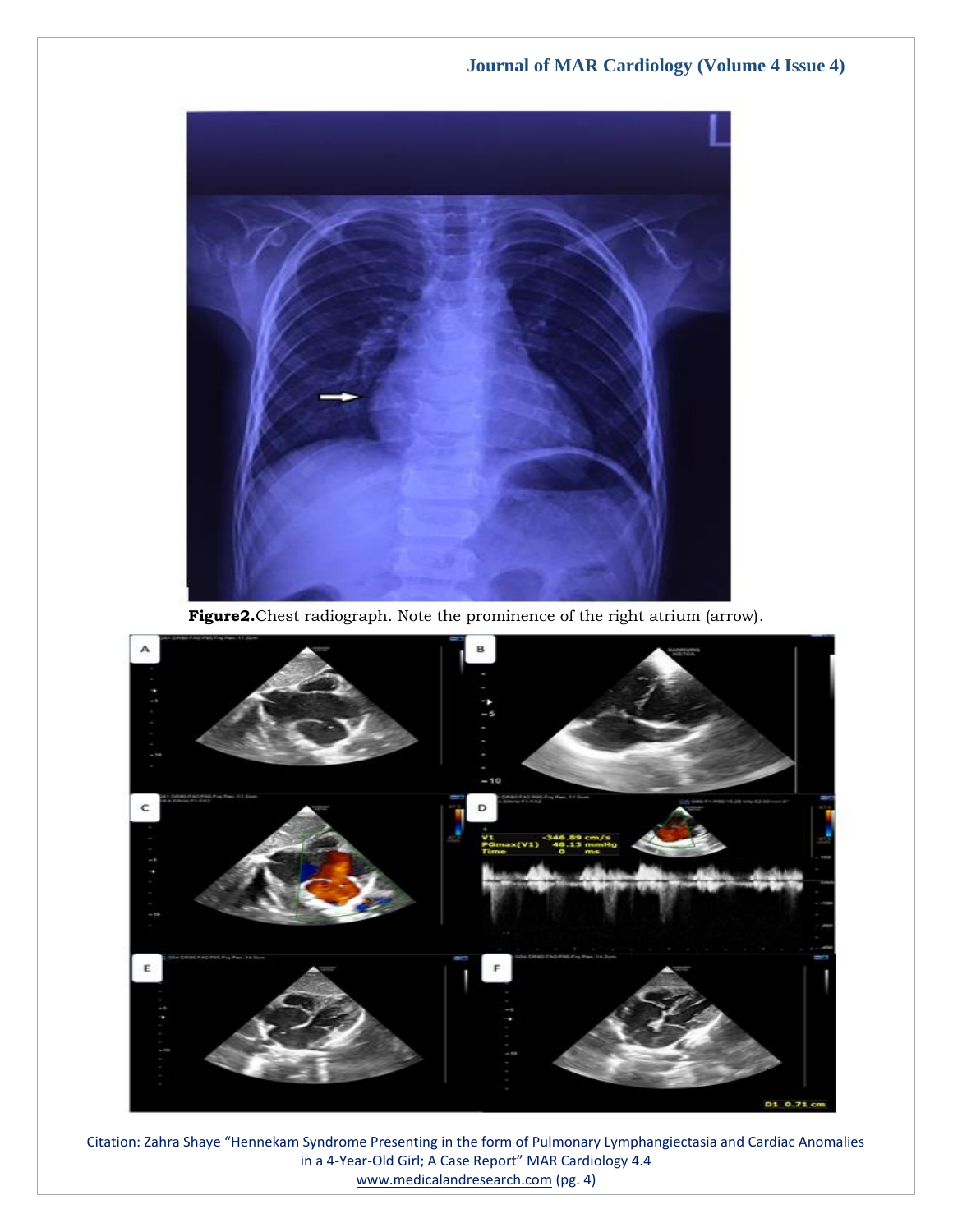**Figure2.**Chest radiograph. Note the prominence of the right atrium (arrow).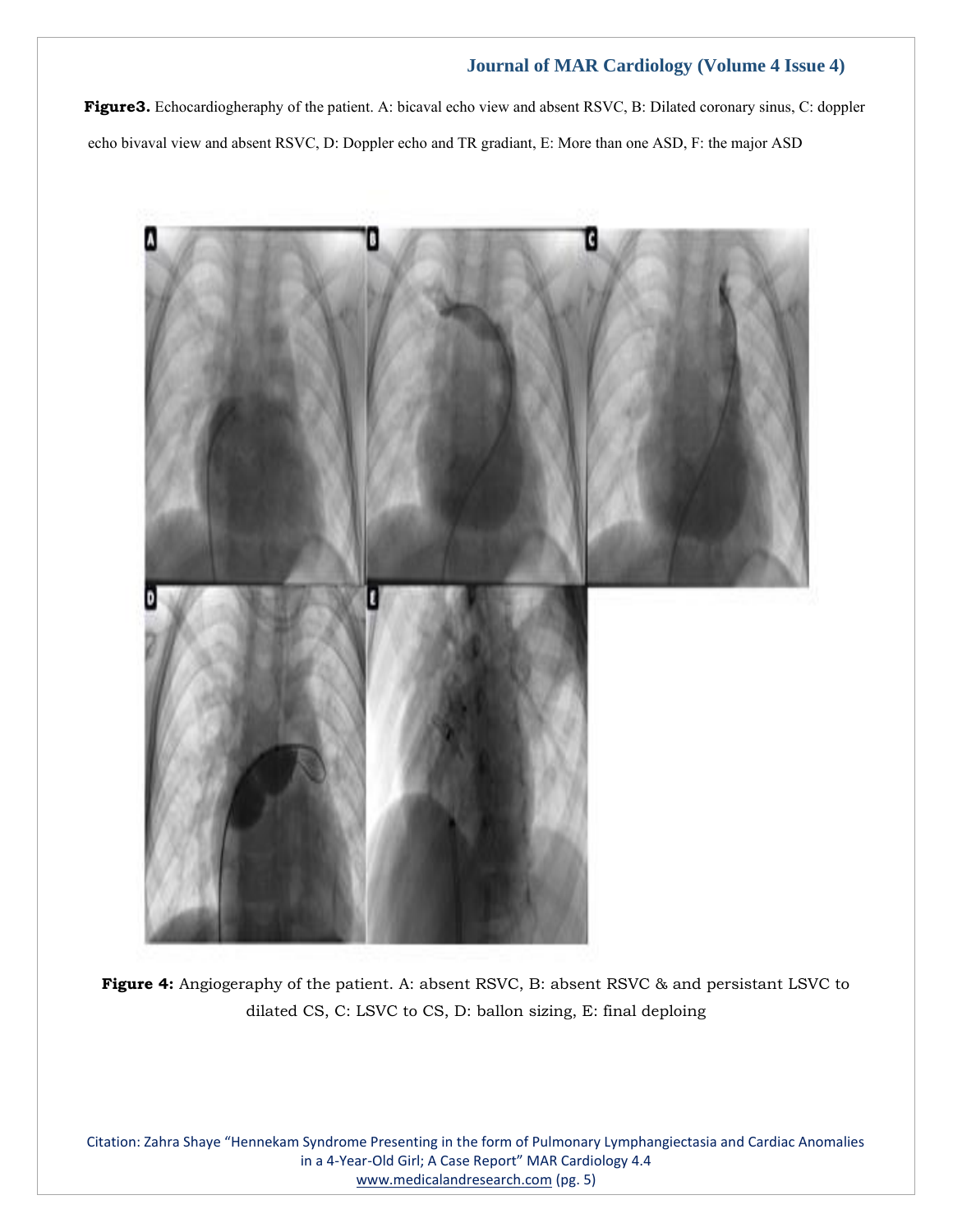**Figure3.** Echocardiogheraphy of the patient. A: bicaval echo view and absent RSVC, B: Dilated coronary sinus, C: doppler echo bivaval view and absent RSVC, D: Doppler echo and TR gradiant, E: More than one ASD, F: the major ASD

**Figure 4:** Angiogeraphy of the patient. A: absent RSVC, B: absent RSVC & and persistant LSVC to dilated CS, C: LSVC to CS, D: ballon sizing, E: final deploing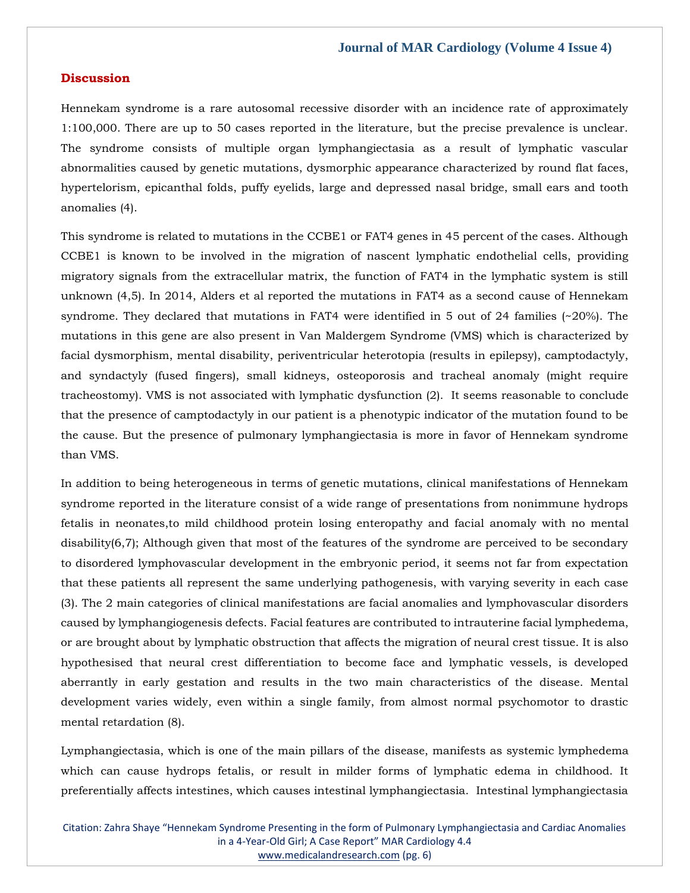## Discussion

Hennekam syndrome is a rare autosomal recessive disorder with an incidence rate of approximately 1:100,000. There are up to 50 cases reported in the literature, but the precise prevalence is unclear. The syndrome consists of multiple organ lymphangiectasia as a result of lymphatic vascular abnormalities caused by genetic mutations, dysmorphic appearance characterized by round flat faces, hypertelorism, epicanthal folds, puffy eyelids, large and depressed nasal bridge, small ears and tooth anomalies (4).

This syndrome is related to mutations in the CCBE1 or FAT4 genes in 45 percent of the cases. Although CCBE1 is known to be involved in the migration of nascent lymphatic endothelial cells, providing migratory signals from the extracellular matrix, the function of FAT4 in the lymphatic system is still unknown (4,5). In 2014, Alders et al reported the mutations in FAT4 as a second cause of Hennekam syndrome. They declared that mutations in FAT4 were identified in 5 out of 24 families (~20%). The mutations in this gene are also present in Van Maldergem Syndrome (VMS) which is characterized by facial dysmorphism, mental disability, periventricular heterotopia (results in epilepsy), camptodactyly, and syndactyly (fused fingers), small kidneys, osteoporosis and tracheal anomaly (might require tracheostomy). VMS is not associated with lymphatic dysfunction (2). It seems reasonable to conclude that the presence of camptodactyly in our patient is a phenotypic indicator of the mutation found to be the cause. But the presence of pulmonary lymphangiectasia is more in favor of Hennekam syndrome than VMS.

In addition to being heterogeneous in terms of genetic mutations, clinical manifestations of Hennekam syndrome reported in the literature consist of a wide range of presentations from nonimmune hydrops fetalis in neonates,to mild childhood protein losing enteropathy and facial anomaly with no mental disability(6,7); Although given that most of the features of the syndrome are perceived to be secondary to disordered lymphovascular development in the embryonic period, it seems not far from expectation that these patients all represent the same underlying pathogenesis, with varying severity in each case (3). The 2 main categories of clinical manifestations are facial anomalies and lymphovascular disorders caused by lymphangiogenesis defects. Facial features are contributed to intrauterine facial lymphedema, or are brought about by lymphatic obstruction that affects the migration of neural crest tissue. It is also hypothesised that neural crest differentiation to become face and lymphatic vessels, is developed aberrantly in early gestation and results in the two main characteristics of the disease. Mental development varies widely, even within a single family, from almost normal psychomotor to drastic mental retardation (8).

Lymphangiectasia, which is one of the main pillars of the disease, manifests as systemic lymphedema which can cause hydrops fetalis, or result in milder forms of lymphatic edema in childhood. It preferentially affects intestines, which causes intestinal lymphangiectasia. Intestinal lymphangiectasia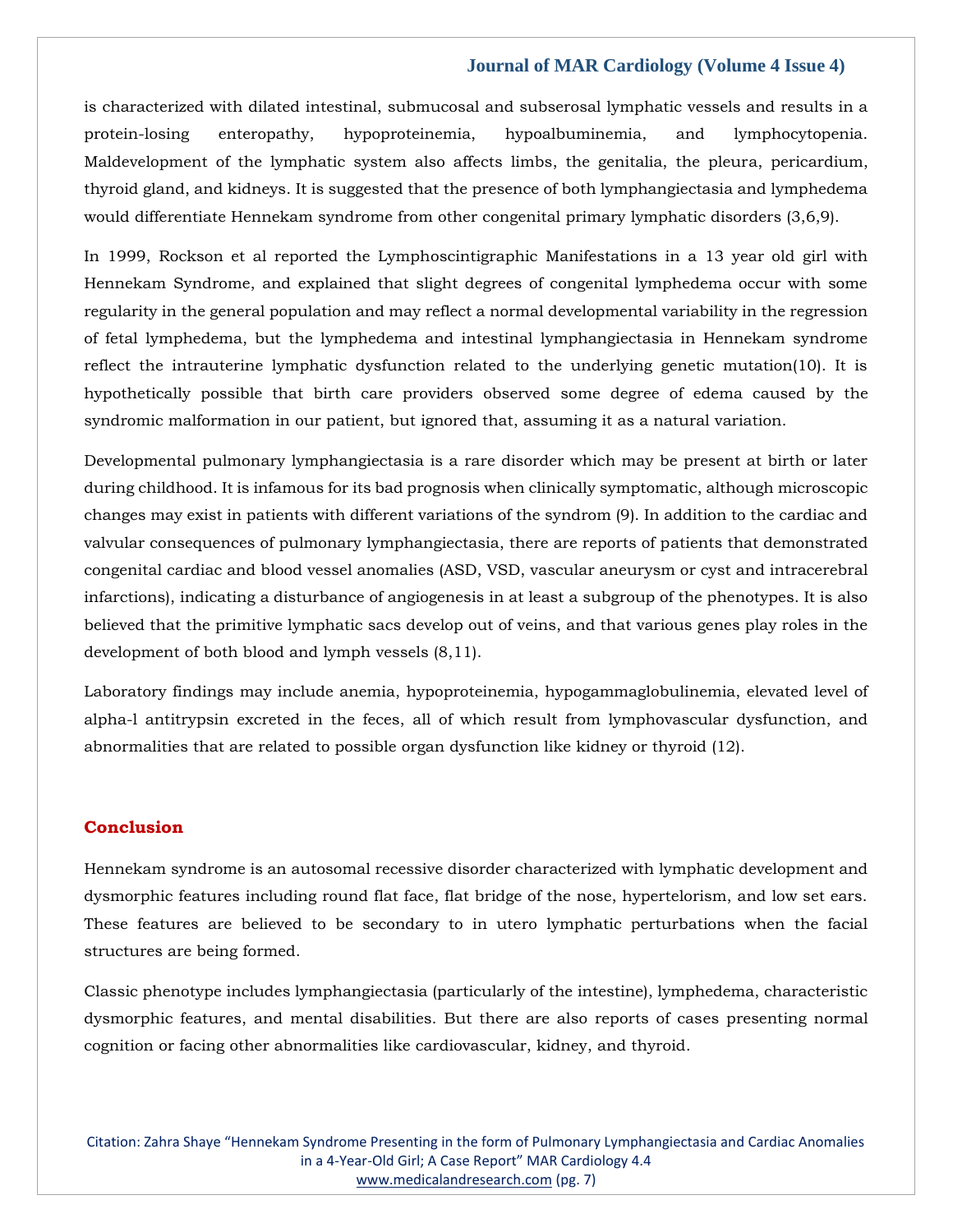is characterized with dilated intestinal, submucosal and subserosal lymphatic vessels and results in a protein-losing enteropathy, hypoproteinemia, hypoalbuminemia, and lymphocytopenia. Maldevelopment of the lymphatic system also affects limbs, the genitalia, the pleura, pericardium, thyroid gland, and kidneys. It is suggested that the presence of both lymphangiectasia and lymphedema would differentiate Hennekam syndrome from other congenital primary lymphatic disorders (3,6,9).

In 1999, Rockson et al reported the Lymphoscintigraphic Manifestations in a 13 year old girl with Hennekam Syndrome, and explained that slight degrees of congenital lymphedema occur with some regularity in the general population and may reflect a normal developmental variability in the regression of fetal lymphedema, but the lymphedema and intestinal lymphangiectasia in Hennekam syndrome reflect the intrauterine lymphatic dysfunction related to the underlying genetic mutation(10). It is hypothetically possible that birth care providers observed some degree of edema caused by the syndromic malformation in our patient, but ignored that, assuming it as a natural variation.

Developmental pulmonary lymphangiectasia is a rare disorder which may be present at birth or later during childhood. It is infamous for its bad prognosis when clinically symptomatic, although microscopic changes may exist in patients with different variations of the syndrom (9). In addition to the cardiac and valvular consequences of pulmonary lymphangiectasia, there are reports of patients that demonstrated congenital cardiac and blood vessel anomalies (ASD, VSD, vascular aneurysm or cyst and intracerebral infarctions), indicating a disturbance of angiogenesis in at least a subgroup of the phenotypes. It is also believed that the primitive lymphatic sacs develop out of veins, and that various genes play roles in the development of both blood and lymph vessels (8,11).

Laboratory findings may include anemia, hypoproteinemia, hypogammaglobulinemia, elevated level of alpha-l antitrypsin excreted in the feces, all of which result from lymphovascular dysfunction, and abnormalities that are related to possible organ dysfunction like kidney or thyroid (12).

## Conclusion

Hennekam syndrome is an autosomal recessive disorder characterized with lymphatic development and dysmorphic features including round flat face, flat bridge of the nose, hypertelorism, and low set ears. These features are believed to be secondary to in utero lymphatic perturbations when the facial structures are being formed.

Classic phenotype includes lymphangiectasia (particularly of the intestine), lymphedema, characteristic dysmorphic features, and mental disabilities. But there are also reports of cases presenting normal cognition or facing other abnormalities like cardiovascular, kidney, and thyroid.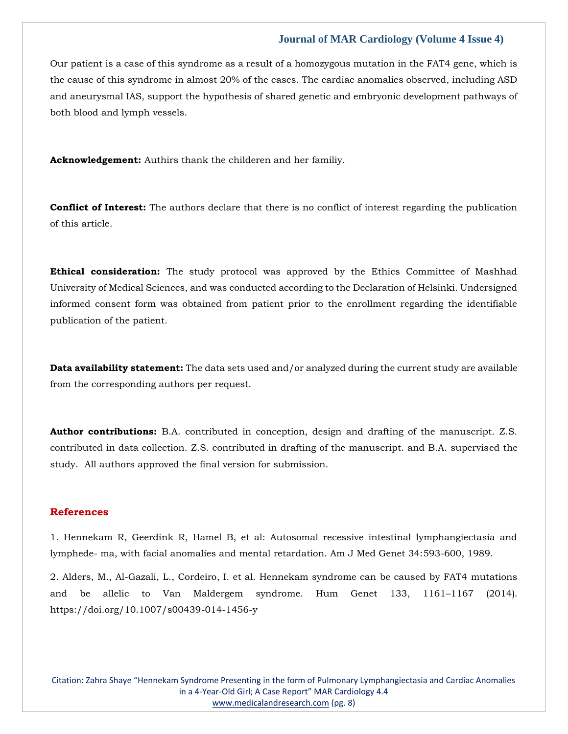Our patient is a case of this syndrome as a result of a homozygous mutation in the FAT4 gene, which is the cause of this syndrome in almost 20% of the cases. The cardiac anomalies observed, including ASD and aneurysmal IAS, support the hypothesis of shared genetic and embryonic development pathways of both blood and lymph vessels.

**Acknowledgement:** Authirs thank the childeren and her familiy.

**Conflict of Interest:** The authors declare that there is no conflict of interest regarding the publication of this article.

**Ethical consideration:** The study protocol was approved by the Ethics Committee of Mashhad University of Medical Sciences, and was conducted according to the Declaration of Helsinki. Undersigned informed consent form was obtained from patient prior to the enrollment regarding the identifiable publication of the patient.

**Data availability statement:** The data sets used and/or analyzed during the current study are available from the corresponding authors per request.

**Author contributions:** B.A. contributed in conception, design and drafting of the manuscript. Z.S. contributed in data collection. Z.S. contributed in drafting of the manuscript. and B.A. supervised the study. All authors approved the final version for submission.

## References

1. Hennekam R, Geerdink R, Hamel B, et al: Autosomal recessive intestinal lymphangiectasia and lymphede- ma, with facial anomalies and mental retardation. Am J Med Genet 34:593-600, 1989.

2. Alders, M., Al-Gazali, L., Cordeiro, I. et al. Hennekam syndrome can be caused by FAT4 mutations and be allelic to Van Maldergem syndrome. Hum Genet 133, 1161–1167 (2014). https://doi.org/10.1007/s00439-014-1456-y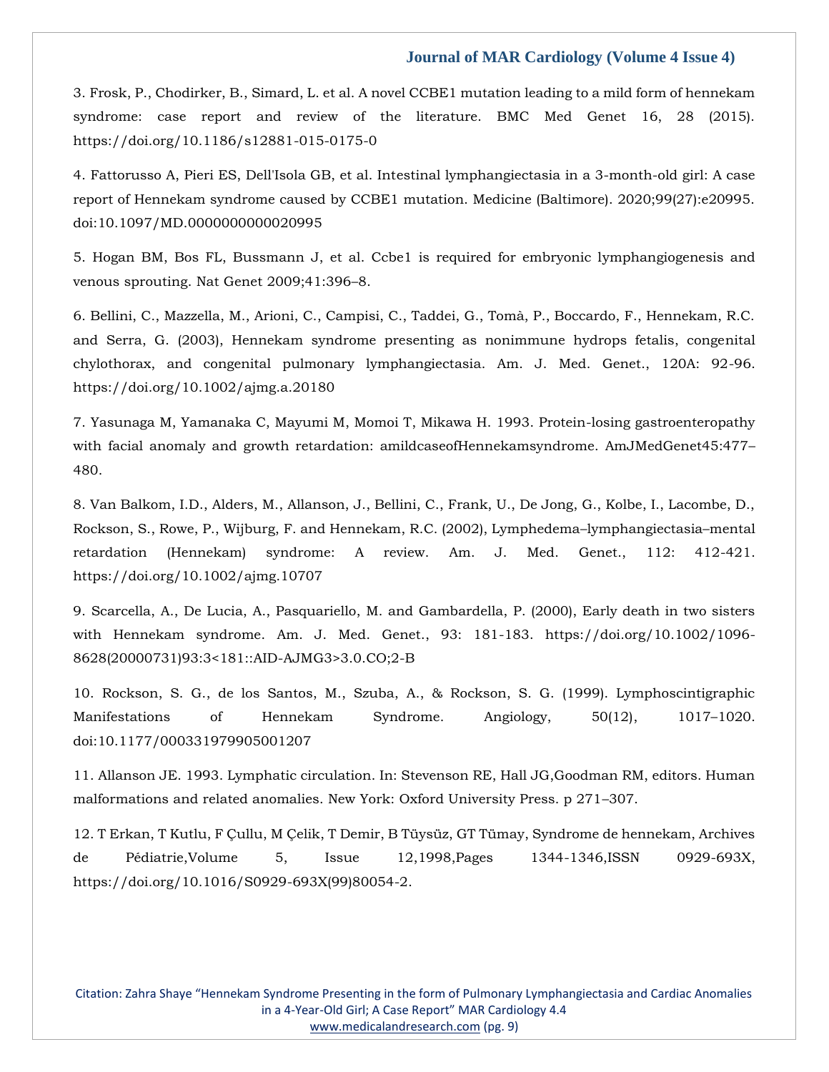3. Frosk, P., Chodirker, B., Simard, L. et al. A novel CCBE1 mutation leading to a mild form of hennekam syndrome: case report and review of the literature. BMC Med Genet 16, 28 (2015). https://doi.org/10.1186/s12881-015-0175-0

4. Fattorusso A, Pieri ES, Dell'Isola GB, et al. Intestinal lymphangiectasia in a 3-month-old girl: A case report of Hennekam syndrome caused by CCBE1 mutation. Medicine (Baltimore). 2020;99(27):e20995. doi:10.1097/MD.0000000000020995

5. Hogan BM, Bos FL, Bussmann J, et al. Ccbe1 is required for embryonic lymphangiogenesis and venous sprouting. Nat Genet 2009;41:396–8.

6. Bellini, C., Mazzella, M., Arioni, C., Campisi, C., Taddei, G., Tomà, P., Boccardo, F., Hennekam, R.C. and Serra, G. (2003), Hennekam syndrome presenting as nonimmune hydrops fetalis, congenital chylothorax, and congenital pulmonary lymphangiectasia. Am. J. Med. Genet., 120A: 92-96. https://doi.org/10.1002/ajmg.a.20180

7. Yasunaga M, Yamanaka C, Mayumi M, Momoi T, Mikawa H. 1993. Protein-losing gastroenteropathy with facial anomaly and growth retardation: amildcaseofHennekamsyndrome. AmJMedGenet45:477–480.

8. Van Balkom, I.D., Alders, M., Allanson, J., Bellini, C., Frank, U., De Jong, G., Kolbe, I., Lacombe, D., Rockson, S., Rowe, P., Wijburg, F. and Hennekam, R.C. (2002), Lymphedema–lymphangiectasia–mental retardation (Hennekam) syndrome: A review. Am. J. Med. Genet., 112: 412-421. https://doi.org/10.1002/ajmg.10707

9. Scarcella, A., De Lucia, A., Pasquariello, M. and Gambardella, P. (2000), Early death in two sisters with Hennekam syndrome. Am. J. Med. Genet., 93: 181-183. https://doi.org/10.1002/1096-8628(20000731)93:3<181::AID-AJMG3>3.0.CO;2-B

10. Rockson, S. G., de los Santos, M., Szuba, A., & Rockson, S. G. (1999). Lymphoscintigraphic Manifestations of Hennekam Syndrome. Angiology, 50(12), 1017–1020. doi:10.1177/000331979905001207

11. Allanson JE. 1993. Lymphatic circulation. In: Stevenson RE, Hall JG,Goodman RM, editors. Human malformations and related anomalies. New York: Oxford University Press. p 271–307.

12. T Erkan, T Kutlu, F Çullu, M Çelik, T Demir, B Tüysüz, GT Tümay, Syndrome de hennekam, Archives de Pédiatrie,Volume 5, Issue 12,1998,Pages 1344-1346,ISSN 0929-693X, https://doi.org/10.1016/S0929-693X(99)80054-2.